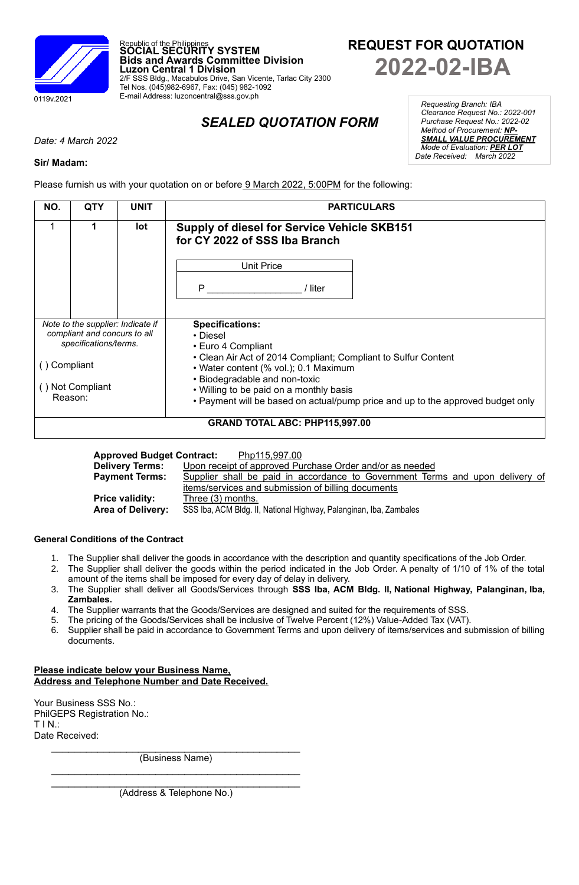Republic of the Philippines
**SOCIAL SECURITY SYSTEM**
**Bids and Awards Committee Division**
**Luzon Central 1 Division**
2/F SSS Bldg., Macabulos Drive, San Vicente, Tarlac City 2300
Tel Nos. (045)982-6967, Fax: (045) 982-1092
E-mail Address: luzoncentral@sss.gov.ph

0119v.2021

# REQUEST FOR QUOTATION
# 2022-02-IBA

*Requesting Branch: IBA*
*Clearance Request No.: 2022-001*
*Purchase Request No.: 2022-02*
*Method of Procurement: **NP-SMALL VALUE PROCUREMENT***
*Mode of Evaluation: **PER LOT***
*Date Received: March 2022*

## *SEALED QUOTATION FORM*

*Date: 4 March 2022*

**Sir/ Madam:**

Please furnish us with your quotation on or before 9 March 2022, 5:00PM for the following:

| NO. | QTY | UNIT | PARTICULARS |
|---|---|---|---|
| 1 | **1** | **lot** | **Supply of diesel for Service Vehicle SKB151 for CY 2022 of SSS Iba Branch**<br><br>Unit Price<br>P _________________ / liter |
| *Note to the supplier: Indicate if compliant and concurs to all specifications/terms.*<br><br>( ) Compliant<br><br>( ) Not Compliant<br>Reason: | | | **Specifications:**<br>• Diesel<br>• Euro 4 Compliant<br>• Clean Air Act of 2014 Compliant; Compliant to Sulfur Content<br>• Water content (% vol.); 0.1 Maximum<br>• Biodegradable and non-toxic<br>• Willing to be paid on a monthly basis<br>• Payment will be based on actual/pump price and up to the approved budget only |
| **GRAND TOTAL ABC: PHP115,997.00** | | | |

**Approved Budget Contract:** Php115,997.00
**Delivery Terms:** Upon receipt of approved Purchase Order and/or as needed
**Payment Terms:** Supplier shall be paid in accordance to Government Terms and upon delivery of items/services and submission of billing documents
**Price validity:** Three (3) months.
**Area of Delivery:** SSS Iba, ACM Bldg. II, National Highway, Palanginan, Iba, Zambales

**General Conditions of the Contract**

1. The Supplier shall deliver the goods in accordance with the description and quantity specifications of the Job Order.
2. The Supplier shall deliver the goods within the period indicated in the Job Order. A penalty of 1/10 of 1% of the total amount of the items shall be imposed for every day of delay in delivery.
3. The Supplier shall deliver all Goods/Services through **SSS Iba, ACM Bldg. II, National Highway, Palanginan, Iba, Zambales.**
4. The Supplier warrants that the Goods/Services are designed and suited for the requirements of SSS.
5. The pricing of the Goods/Services shall be inclusive of Twelve Percent (12%) Value-Added Tax (VAT).
6. Supplier shall be paid in accordance to Government Terms and upon delivery of items/services and submission of billing documents.

**Please indicate below your Business Name,**
**Address and Telephone Number and Date Received.**

Your Business SSS No.:
PhilGEPS Registration No.:
T I N.:
Date Received:

______________________________________________
(Business Name)

______________________________________________
______________________________________________
(Address & Telephone No.)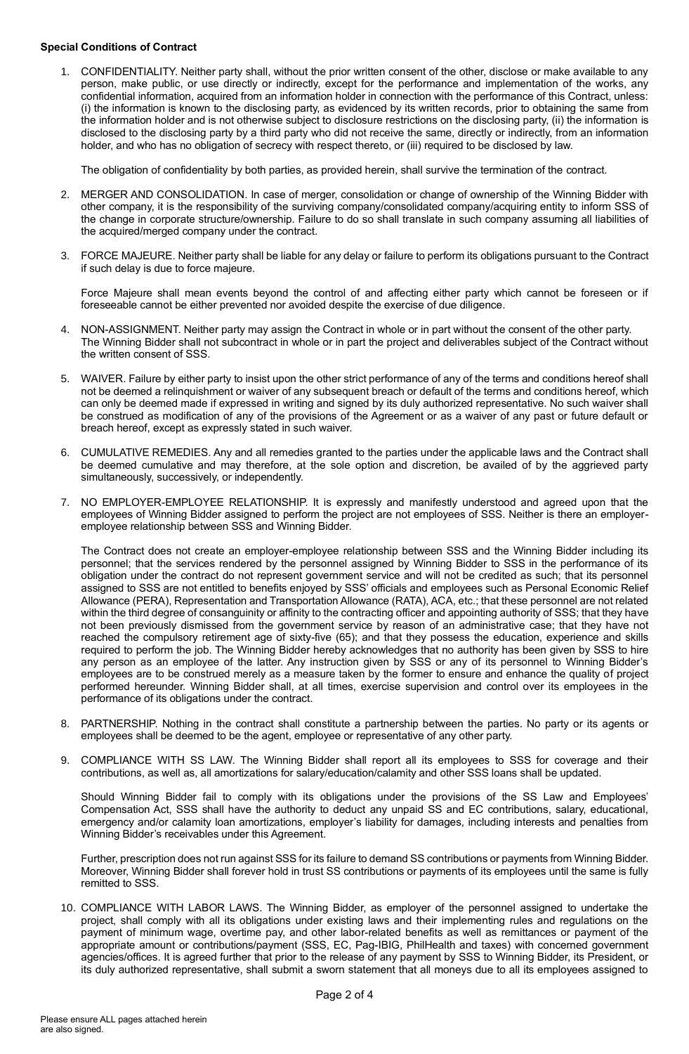**Special Conditions of Contract**

1. CONFIDENTIALITY. Neither party shall, without the prior written consent of the other, disclose or make available to any person, make public, or use directly or indirectly, except for the performance and implementation of the works, any confidential information, acquired from an information holder in connection with the performance of this Contract, unless: (i) the information is known to the disclosing party, as evidenced by its written records, prior to obtaining the same from the information holder and is not otherwise subject to disclosure restrictions on the disclosing party, (ii) the information is disclosed to the disclosing party by a third party who did not receive the same, directly or indirectly, from an information holder, and who has no obligation of secrecy with respect thereto, or (iii) required to be disclosed by law.

   The obligation of confidentiality by both parties, as provided herein, shall survive the termination of the contract.

2. MERGER AND CONSOLIDATION. In case of merger, consolidation or change of ownership of the Winning Bidder with other company, it is the responsibility of the surviving company/consolidated company/acquiring entity to inform SSS of the change in corporate structure/ownership. Failure to do so shall translate in such company assuming all liabilities of the acquired/merged company under the contract.

3. FORCE MAJEURE. Neither party shall be liable for any delay or failure to perform its obligations pursuant to the Contract if such delay is due to force majeure.

   Force Majeure shall mean events beyond the control of and affecting either party which cannot be foreseen or if foreseeable cannot be either prevented nor avoided despite the exercise of due diligence.

4. NON-ASSIGNMENT. Neither party may assign the Contract in whole or in part without the consent of the other party. The Winning Bidder shall not subcontract in whole or in part the project and deliverables subject of the Contract without the written consent of SSS.

5. WAIVER. Failure by either party to insist upon the other strict performance of any of the terms and conditions hereof shall not be deemed a relinquishment or waiver of any subsequent breach or default of the terms and conditions hereof, which can only be deemed made if expressed in writing and signed by its duly authorized representative. No such waiver shall be construed as modification of any of the provisions of the Agreement or as a waiver of any past or future default or breach hereof, except as expressly stated in such waiver.

6. CUMULATIVE REMEDIES. Any and all remedies granted to the parties under the applicable laws and the Contract shall be deemed cumulative and may therefore, at the sole option and discretion, be availed of by the aggrieved party simultaneously, successively, or independently.

7. NO EMPLOYER-EMPLOYEE RELATIONSHIP. It is expressly and manifestly understood and agreed upon that the employees of Winning Bidder assigned to perform the project are not employees of SSS. Neither is there an employer-employee relationship between SSS and Winning Bidder.

   The Contract does not create an employer-employee relationship between SSS and the Winning Bidder including its personnel; that the services rendered by the personnel assigned by Winning Bidder to SSS in the performance of its obligation under the contract do not represent government service and will not be credited as such; that its personnel assigned to SSS are not entitled to benefits enjoyed by SSS' officials and employees such as Personal Economic Relief Allowance (PERA), Representation and Transportation Allowance (RATA), ACA, etc.; that these personnel are not related within the third degree of consanguinity or affinity to the contracting officer and appointing authority of SSS; that they have not been previously dismissed from the government service by reason of an administrative case; that they have not reached the compulsory retirement age of sixty-five (65); and that they possess the education, experience and skills required to perform the job. The Winning Bidder hereby acknowledges that no authority has been given by SSS to hire any person as an employee of the latter. Any instruction given by SSS or any of its personnel to Winning Bidder's employees are to be construed merely as a measure taken by the former to ensure and enhance the quality of project performed hereunder. Winning Bidder shall, at all times, exercise supervision and control over its employees in the performance of its obligations under the contract.

8. PARTNERSHIP. Nothing in the contract shall constitute a partnership between the parties. No party or its agents or employees shall be deemed to be the agent, employee or representative of any other party.

9. COMPLIANCE WITH SS LAW. The Winning Bidder shall report all its employees to SSS for coverage and their contributions, as well as, all amortizations for salary/education/calamity and other SSS loans shall be updated.

   Should Winning Bidder fail to comply with its obligations under the provisions of the SS Law and Employees' Compensation Act, SSS shall have the authority to deduct any unpaid SS and EC contributions, salary, educational, emergency and/or calamity loan amortizations, employer's liability for damages, including interests and penalties from Winning Bidder's receivables under this Agreement.

   Further, prescription does not run against SSS for its failure to demand SS contributions or payments from Winning Bidder. Moreover, Winning Bidder shall forever hold in trust SS contributions or payments of its employees until the same is fully remitted to SSS.

10. COMPLIANCE WITH LABOR LAWS. The Winning Bidder, as employer of the personnel assigned to undertake the project, shall comply with all its obligations under existing laws and their implementing rules and regulations on the payment of minimum wage, overtime pay, and other labor-related benefits as well as remittances or payment of the appropriate amount or contributions/payment (SSS, EC, Pag-IBIG, PhilHealth and taxes) with concerned government agencies/offices. It is agreed further that prior to the release of any payment by SSS to Winning Bidder, its President, or its duly authorized representative, shall submit a sworn statement that all moneys due to all its employees assigned to

Please ensure ALL pages attached herein are also signed.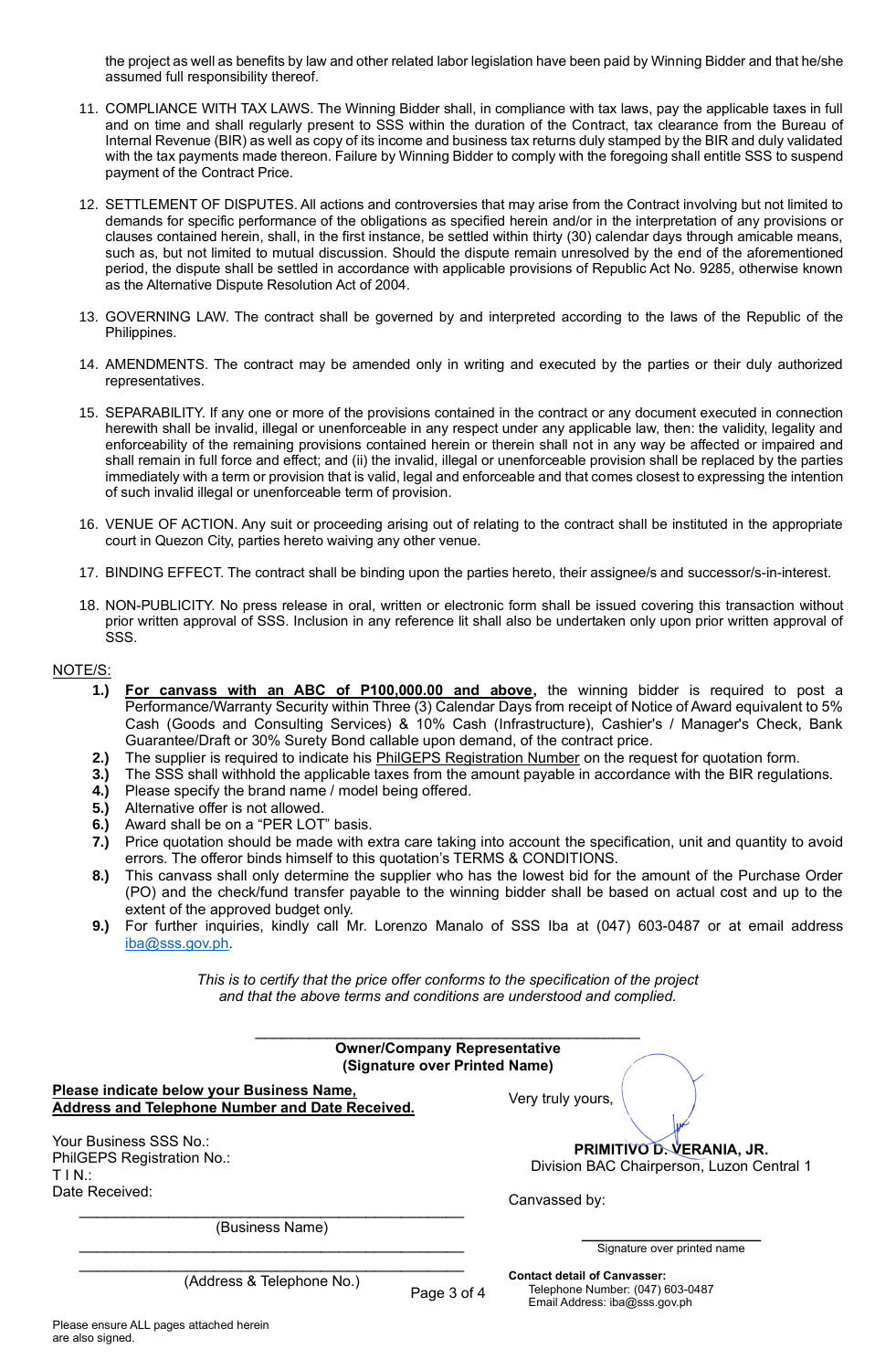the project as well as benefits by law and other related labor legislation have been paid by Winning Bidder and that he/she assumed full responsibility thereof.

11. COMPLIANCE WITH TAX LAWS. The Winning Bidder shall, in compliance with tax laws, pay the applicable taxes in full and on time and shall regularly present to SSS within the duration of the Contract, tax clearance from the Bureau of Internal Revenue (BIR) as well as copy of its income and business tax returns duly stamped by the BIR and duly validated with the tax payments made thereon. Failure by Winning Bidder to comply with the foregoing shall entitle SSS to suspend payment of the Contract Price.

12. SETTLEMENT OF DISPUTES. All actions and controversies that may arise from the Contract involving but not limited to demands for specific performance of the obligations as specified herein and/or in the interpretation of any provisions or clauses contained herein, shall, in the first instance, be settled within thirty (30) calendar days through amicable means, such as, but not limited to mutual discussion. Should the dispute remain unresolved by the end of the aforementioned period, the dispute shall be settled in accordance with applicable provisions of Republic Act No. 9285, otherwise known as the Alternative Dispute Resolution Act of 2004.

13. GOVERNING LAW. The contract shall be governed by and interpreted according to the laws of the Republic of the Philippines.

14. AMENDMENTS. The contract may be amended only in writing and executed by the parties or their duly authorized representatives.

15. SEPARABILITY. If any one or more of the provisions contained in the contract or any document executed in connection herewith shall be invalid, illegal or unenforceable in any respect under any applicable law, then: the validity, legality and enforceability of the remaining provisions contained herein or therein shall not in any way be affected or impaired and shall remain in full force and effect; and (ii) the invalid, illegal or unenforceable provision shall be replaced by the parties immediately with a term or provision that is valid, legal and enforceable and that comes closest to expressing the intention of such invalid illegal or unenforceable term of provision.

16. VENUE OF ACTION. Any suit or proceeding arising out of relating to the contract shall be instituted in the appropriate court in Quezon City, parties hereto waiving any other venue.

17. BINDING EFFECT. The contract shall be binding upon the parties hereto, their assignee/s and successor/s-in-interest.

18. NON-PUBLICITY. No press release in oral, written or electronic form shall be issued covering this transaction without prior written approval of SSS. Inclusion in any reference lit shall also be undertaken only upon prior written approval of SSS.

NOTE/S:

**1.)** **For canvass with an ABC of P100,000.00 and above,** the winning bidder is required to post a Performance/Warranty Security within Three (3) Calendar Days from receipt of Notice of Award equivalent to 5% Cash (Goods and Consulting Services) & 10% Cash (Infrastructure), Cashier's / Manager's Check, Bank Guarantee/Draft or 30% Surety Bond callable upon demand, of the contract price.

**2.)** The supplier is required to indicate his PhilGEPS Registration Number on the request for quotation form.

**3.)** The SSS shall withhold the applicable taxes from the amount payable in accordance with the BIR regulations.

**4.)** Please specify the brand name / model being offered.

**5.)** Alternative offer is not allowed.

**6.)** Award shall be on a "PER LOT" basis.

**7.)** Price quotation should be made with extra care taking into account the specification, unit and quantity to avoid errors. The offeror binds himself to this quotation's TERMS & CONDITIONS.

**8.)** This canvass shall only determine the supplier who has the lowest bid for the amount of the Purchase Order (PO) and the check/fund transfer payable to the winning bidder shall be based on actual cost and up to the extent of the approved budget only.

**9.)** For further inquiries, kindly call Mr. Lorenzo Manalo of SSS Iba at (047) 603-0487 or at email address iba@sss.gov.ph.

*This is to certify that the price offer conforms to the specification of the project and that the above terms and conditions are understood and complied.*

______________________________________________
**Owner/Company Representative**
**(Signature over Printed Name)**

**Please indicate below your Business Name, Address and Telephone Number and Date Received.**

Your Business SSS No.:
PhilGEPS Registration No.:
T I N.:
Date Received:

______________________________________________
(Business Name)

______________________________________________
______________________________________________
(Address & Telephone No.)

Very truly yours,

**PRIMITIVO D. VERANIA, JR.**
Division BAC Chairperson, Luzon Central 1

Canvassed by:

______________________
Signature over printed name

**Contact detail of Canvasser:**
Telephone Number: (047) 603-0487
Email Address: iba@sss.gov.ph

Please ensure ALL pages attached herein are also signed.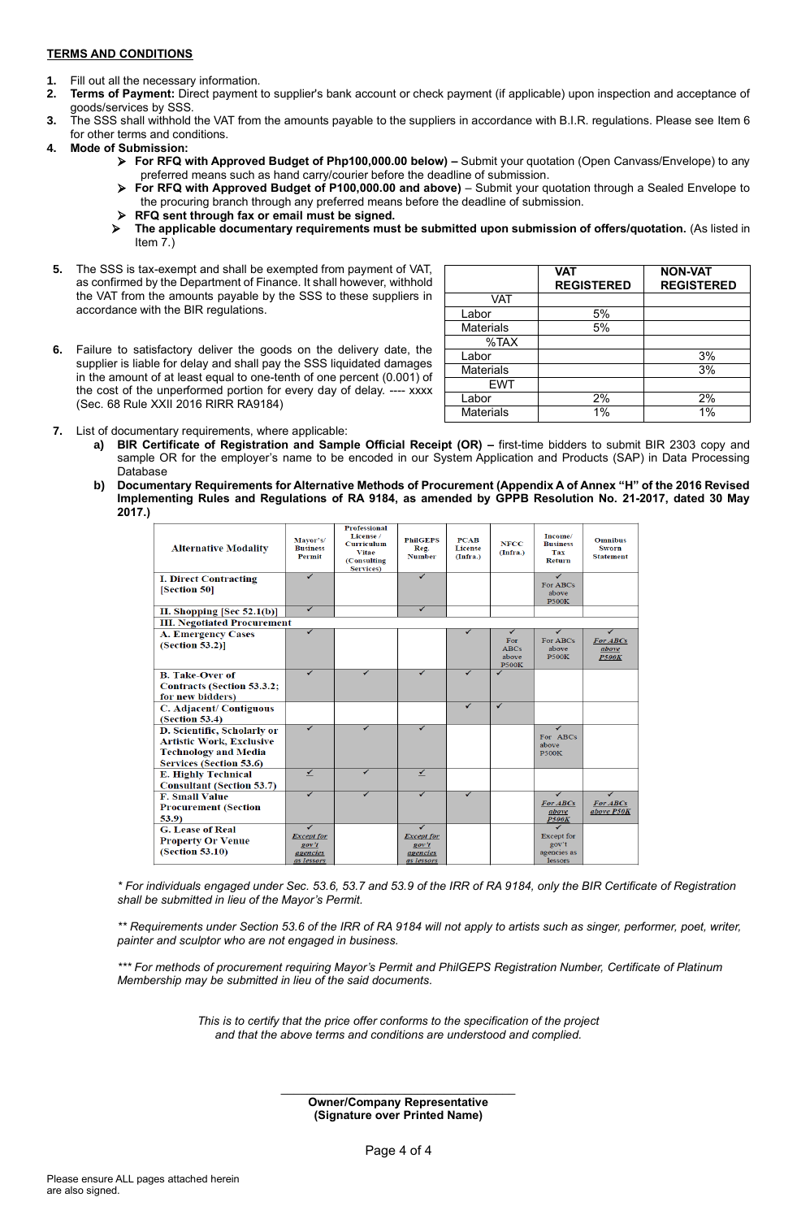**TERMS AND CONDITIONS**

1. Fill out all the necessary information.
2. **Terms of Payment:** Direct payment to supplier's bank account or check payment (if applicable) upon inspection and acceptance of goods/services by SSS.
3. The SSS shall withhold the VAT from the amounts payable to the suppliers in accordance with B.I.R. regulations. Please see Item 6 for other terms and conditions.
4. **Mode of Submission:**
   - **For RFQ with Approved Budget of Php100,000.00 below) –** Submit your quotation (Open Canvass/Envelope) to any preferred means such as hand carry/courier before the deadline of submission.
   - **For RFQ with Approved Budget of P100,000.00 and above)** – Submit your quotation through a Sealed Envelope to the procuring branch through any preferred means before the deadline of submission.
   - **RFQ sent through fax or email must be signed.**
   - **The applicable documentary requirements must be submitted upon submission of offers/quotation.** (As listed in Item 7.)
5. The SSS is tax-exempt and shall be exempted from payment of VAT, as confirmed by the Department of Finance. It shall however, withhold the VAT from the amounts payable by the SSS to these suppliers in accordance with the BIR regulations.
6. Failure to satisfactory deliver the goods on the delivery date, the supplier is liable for delay and shall pay the SSS liquidated damages in the amount of at least equal to one-tenth of one percent (0.001) of the cost of the unperformed portion for every day of delay. ---- xxxx (Sec. 68 Rule XXII 2016 RIRR RA9184)

| | **VAT REGISTERED** | **NON-VAT REGISTERED** |
|---|---|---|
| VAT | | |
| Labor | 5% | |
| Materials | 5% | |
| %TAX | | |
| Labor | | 3% |
| Materials | | 3% |
| EWT | | |
| Labor | 2% | 2% |
| Materials | 1% | 1% |

7. List of documentary requirements, where applicable:
   a) **BIR Certificate of Registration and Sample Official Receipt (OR) –** first-time bidders to submit BIR 2303 copy and sample OR for the employer's name to be encoded in our System Application and Products (SAP) in Data Processing Database
   b) **Documentary Requirements for Alternative Methods of Procurement (Appendix A of Annex "H" of the 2016 Revised Implementing Rules and Regulations of RA 9184, as amended by GPPB Resolution No. 21-2017, dated 30 May 2017.)**

| Alternative Modality | Mayor's/ Business Permit | Professional License / Curriculum Vitae (Consulting Services) | PhilGEPS Reg. Number | PCAB License (Infra.) | NFCC (Infra.) | Income/ Business Tax Return | Omnibus Sworn Statement |
|---|---|---|---|---|---|---|---|
| I. Direct Contracting [Section 50] | ✓ | | ✓ | | | ✓ For ABCs above P500K | |
| II. Shopping [Sec 52.1(b)] | ✓ | | ✓ | | | | |
| III. Negotiated Procurement | | | | | | | |
| A. Emergency Cases (Section 53.2)] | ✓ | | | ✓ | ✓ For ABCs above P500K | ✓ For ABCs above P500K | ✓ For ABCs above P500K |
| B. Take-Over of Contracts (Section 53.3.2; for new bidders) | ✓ | ✓ | ✓ | ✓ | ✓ | | |
| C. Adjacent/ Contiguous (Section 53.4) | | | | ✓ | ✓ | | |
| D. Scientific, Scholarly or Artistic Work, Exclusive Technology and Media Services (Section 53.6) | ✓ | ✓ | ✓ | | | ✓ For ABCs above P500K | |
| E. Highly Technical Consultant (Section 53.7) | ✓ | ✓ | ✓ | | | | |
| F. Small Value Procurement (Section 53.9) | ✓ | ✓ | ✓ | ✓ | | ✓ For ABCs above P500K | ✓ For ABCs above P50K |
| G. Lease of Real Property Or Venue (Section 53.10) | ✓ Except for gov't agencies as lessors | | ✓ Except for gov't agencies as lessors | | | ✓ Except for gov't agencies as lessors | |

*\* For individuals engaged under Sec. 53.6, 53.7 and 53.9 of the IRR of RA 9184, only the BIR Certificate of Registration shall be submitted in lieu of the Mayor's Permit.*

*\*\* Requirements under Section 53.6 of the IRR of RA 9184 will not apply to artists such as singer, performer, poet, writer, painter and sculptor who are not engaged in business.*

*\*\*\* For methods of procurement requiring Mayor's Permit and PhilGEPS Registration Number, Certificate of Platinum Membership may be submitted in lieu of the said documents.*

*This is to certify that the price offer conforms to the specification of the project and that the above terms and conditions are understood and complied.*

\_\_\_\_\_\_\_\_\_\_\_\_\_\_\_\_\_\_\_\_\_\_\_\_\_\_\_\_\_\_\_\_\_\_\_\_\_\_
**Owner/Company Representative**
**(Signature over Printed Name)**

Please ensure ALL pages attached herein are also signed.